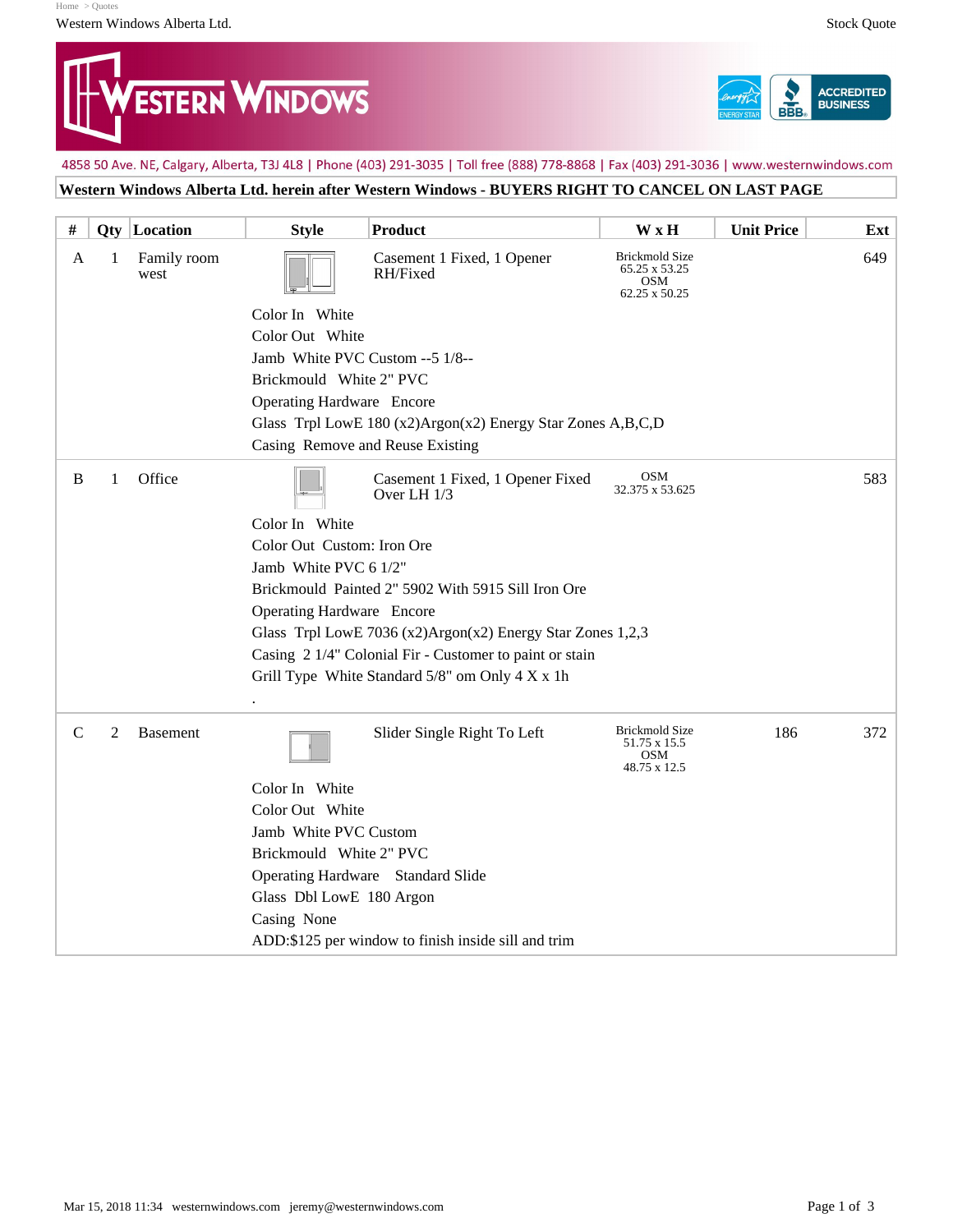Western Windows Alberta Ltd. Stock Quote

4858 50 Ave. NE, Calgary, Alberta, T3J 4L8 | Phone (403) 291-3035 | Toll free (888) 778-8868 | Fax (403) 291-3036 | www.westernwindows.com

**Western Windows Alberta Ltd. herein after Western Windows - BUYERS RIGHT TO CANCEL ON LAST PAGE**

| # | Qty | Location | Style | Product | W x H | Unit Price | Ext |
|---|---|---|---|---|---|---|---|
| A | 1 | Family room west | | Casement 1 Fixed, 1 Opener RH/Fixed | Brickmold Size 65.25 x 53.25 OSM 62.25 x 50.25 | | 649 |
| | | | Color In White<br>Color Out White<br>Jamb White PVC Custom --5 1/8--<br>Brickmould White 2" PVC<br>Operating Hardware Encore<br>Glass Trpl LowE 180 (x2)Argon(x2) Energy Star Zones A,B,C,D<br>Casing Remove and Reuse Existing | | | | |
| B | 1 | Office | | Casement 1 Fixed, 1 Opener Fixed Over LH 1/3 | OSM 32.375 x 53.625 | | 583 |
| | | | Color In White<br>Color Out Custom: Iron Ore<br>Jamb White PVC 6 1/2"<br>Brickmould Painted 2" 5902 With 5915 Sill Iron Ore<br>Operating Hardware Encore<br>Glass Trpl LowE 7036 (x2)Argon(x2) Energy Star Zones 1,2,3<br>Casing 2 1/4" Colonial Fir - Customer to paint or stain<br>Grill Type White Standard 5/8" om Only 4 X x 1h<br>. | | | | |
| C | 2 | Basement | | Slider Single Right To Left | Brickmold Size 51.75 x 15.5 OSM 48.75 x 12.5 | 186 | 372 |
| | | | Color In White<br>Color Out White<br>Jamb White PVC Custom<br>Brickmould White 2" PVC<br>Operating Hardware Standard Slide<br>Glass Dbl LowE 180 Argon<br>Casing None<br>ADD:$125 per window to finish inside sill and trim | | | | |

Mar 15, 2018 11:34 westernwindows.com jeremy@westernwindows.com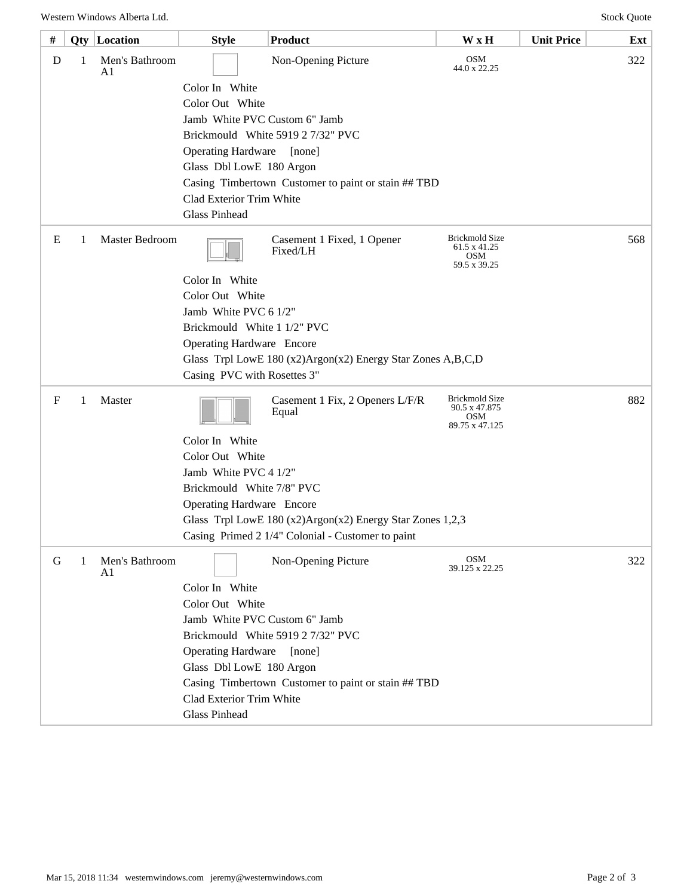| # | Qty | Location | Style | Product | W x H | Unit Price | Ext |
|---|---|---|---|---|---|---|---|
| D | 1 | Men's Bathroom A1 | | Non-Opening Picture | OSM 44.0 x 22.25 | | 322 |
| | | | Color In White<br>Color Out White<br>Jamb White PVC Custom 6" Jamb<br>Brickmould White 5919 2 7/32" PVC<br>Operating Hardware [none]<br>Glass Dbl LowE 180 Argon<br>Casing Timbertown Customer to paint or stain ## TBD<br>Clad Exterior Trim White<br>Glass Pinhead | | | | |
| E | 1 | Master Bedroom | | Casement 1 Fixed, 1 Opener Fixed/LH | Brickmold Size 61.5 x 41.25 OSM 59.5 x 39.25 | | 568 |
| | | | Color In White<br>Color Out White<br>Jamb White PVC 6 1/2"<br>Brickmould White 1 1/2" PVC<br>Operating Hardware Encore<br>Glass Trpl LowE 180 (x2)Argon(x2) Energy Star Zones A,B,C,D<br>Casing PVC with Rosettes 3" | | | | |
| F | 1 | Master | | Casement 1 Fix, 2 Openers L/F/R Equal | Brickmold Size 90.5 x 47.875 OSM 89.75 x 47.125 | | 882 |
| | | | Color In White<br>Color Out White<br>Jamb White PVC 4 1/2"<br>Brickmould White 7/8" PVC<br>Operating Hardware Encore<br>Glass Trpl LowE 180 (x2)Argon(x2) Energy Star Zones 1,2,3<br>Casing Primed 2 1/4" Colonial - Customer to paint | | | | |
| G | 1 | Men's Bathroom A1 | | Non-Opening Picture | OSM 39.125 x 22.25 | | 322 |
| | | | Color In White<br>Color Out White<br>Jamb White PVC Custom 6" Jamb<br>Brickmould White 5919 2 7/32" PVC<br>Operating Hardware [none]<br>Glass Dbl LowE 180 Argon<br>Casing Timbertown Customer to paint or stain ## TBD<br>Clad Exterior Trim White<br>Glass Pinhead | | | | |

Mar 15, 2018 11:34 westernwindows.com jeremy@westernwindows.com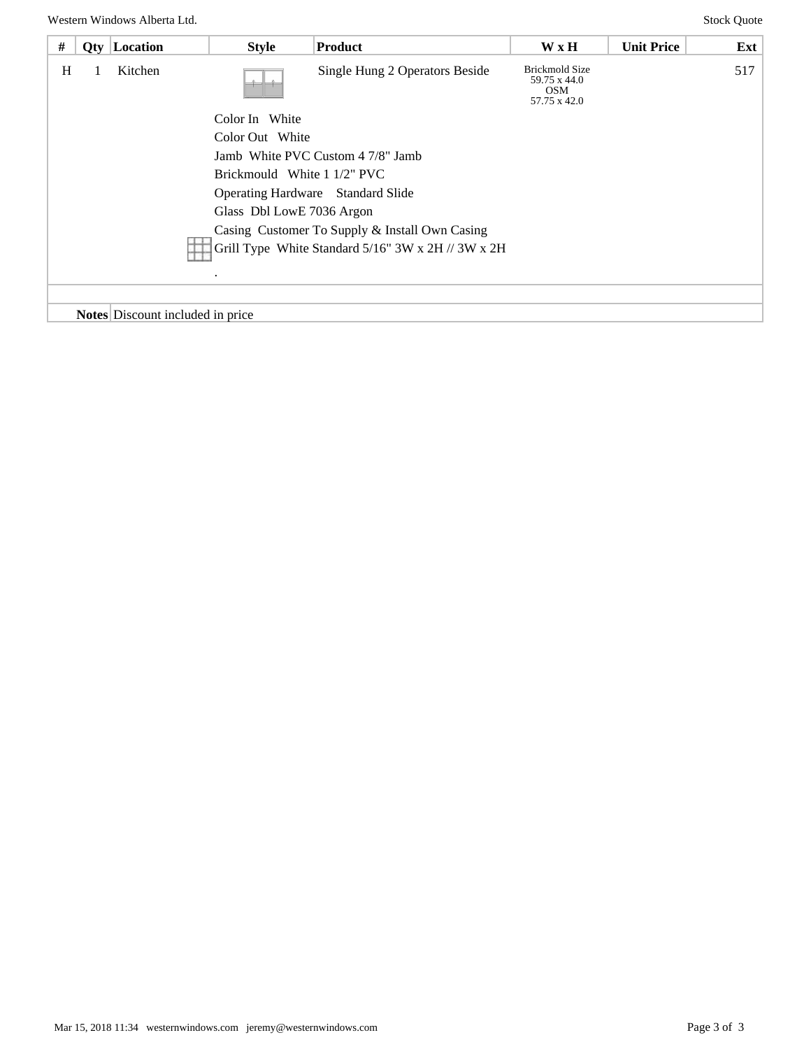| # | Qty | Location | Style | Product | W x H | Unit Price | Ext |
|---|---|---|---|---|---|---|---|
| H | 1 | Kitchen | | Single Hung 2 Operators Beside | Brickmold Size 59.75 x 44.0 OSM 57.75 x 42.0 | | 517 |

Color In White
Color Out White
Jamb White PVC Custom 4 7/8" Jamb
Brickmould White 1 1/2" PVC
Operating Hardware Standard Slide
Glass Dbl LowE 7036 Argon
Casing Customer To Supply & Install Own Casing
Grill Type White Standard 5/16" 3W x 2H // 3W x 2H

.

**Notes** Discount included in price